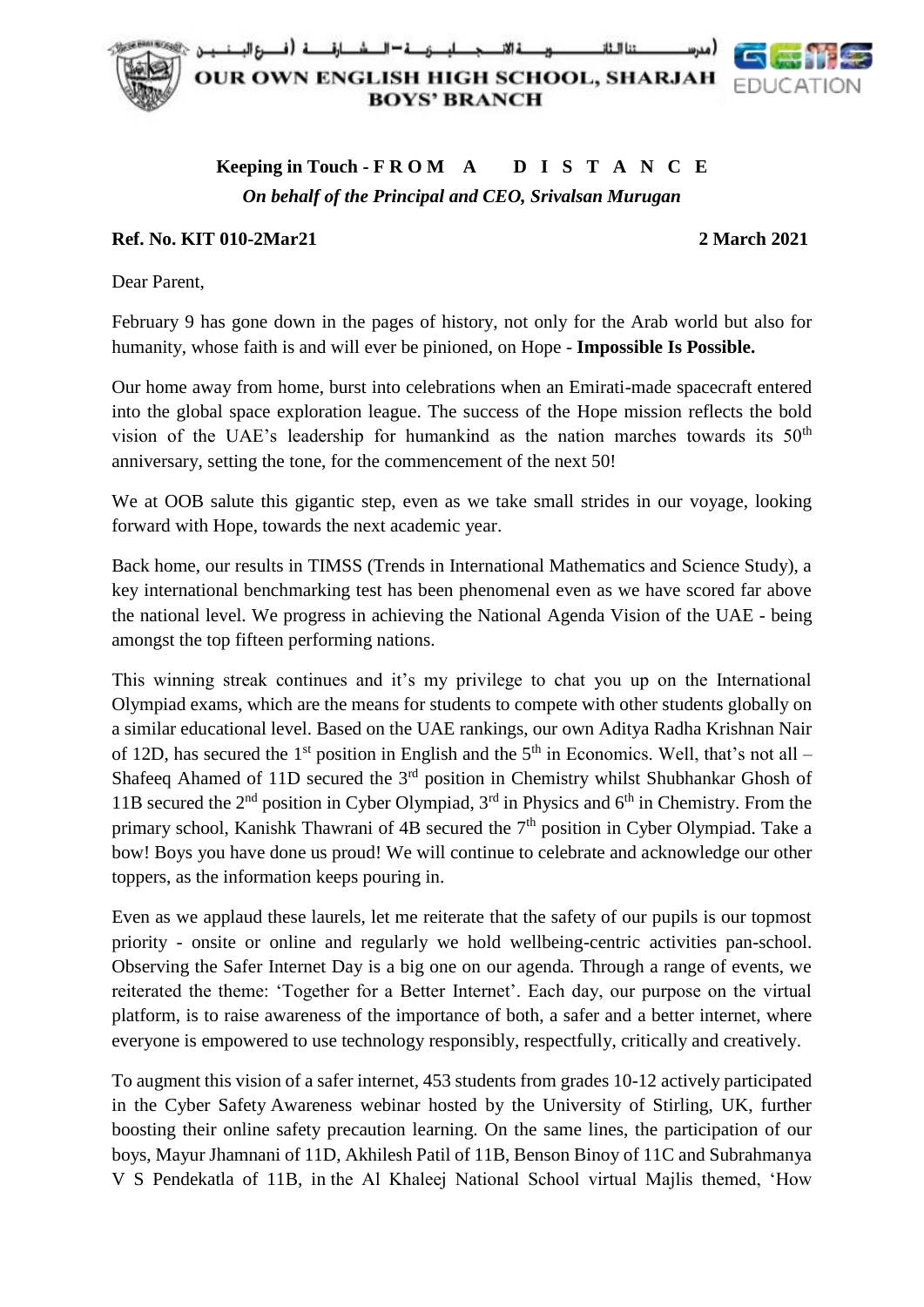(مدرسـتنا الثانويـة الانجليزية – الشارقة (فرع البنين)

**OUR OWN ENGLISH HIGH SCHOOL, SHARJAH**
**BOYS' BRANCH**

GEMS EDUCATION

**Keeping in Touch - F R O M A D I S T A N C E**

***On behalf of the Principal and CEO, Srivalsan Murugan***

**Ref. No. KIT 010-2Mar21** **2 March 2021**

Dear Parent,

February 9 has gone down in the pages of history, not only for the Arab world but also for humanity, whose faith is and will ever be pinioned, on Hope - **Impossible Is Possible.**

Our home away from home, burst into celebrations when an Emirati-made spacecraft entered into the global space exploration league. The success of the Hope mission reflects the bold vision of the UAE's leadership for humankind as the nation marches towards its 50th anniversary, setting the tone, for the commencement of the next 50!

We at OOB salute this gigantic step, even as we take small strides in our voyage, looking forward with Hope, towards the next academic year.

Back home, our results in TIMSS (Trends in International Mathematics and Science Study), a key international benchmarking test has been phenomenal even as we have scored far above the national level. We progress in achieving the National Agenda Vision of the UAE - being amongst the top fifteen performing nations.

This winning streak continues and it's my privilege to chat you up on the International Olympiad exams, which are the means for students to compete with other students globally on a similar educational level. Based on the UAE rankings, our own Aditya Radha Krishnan Nair of 12D, has secured the 1st position in English and the 5th in Economics. Well, that's not all – Shafeeq Ahamed of 11D secured the 3rd position in Chemistry whilst Shubhankar Ghosh of 11B secured the 2nd position in Cyber Olympiad, 3rd in Physics and 6th in Chemistry. From the primary school, Kanishk Thawrani of 4B secured the 7th position in Cyber Olympiad. Take a bow! Boys you have done us proud! We will continue to celebrate and acknowledge our other toppers, as the information keeps pouring in.

Even as we applaud these laurels, let me reiterate that the safety of our pupils is our topmost priority - onsite or online and regularly we hold wellbeing-centric activities pan-school. Observing the Safer Internet Day is a big one on our agenda. Through a range of events, we reiterated the theme: 'Together for a Better Internet'. Each day, our purpose on the virtual platform, is to raise awareness of the importance of both, a safer and a better internet, where everyone is empowered to use technology responsibly, respectfully, critically and creatively.

To augment this vision of a safer internet, 453 students from grades 10-12 actively participated in the Cyber Safety Awareness webinar hosted by the University of Stirling, UK, further boosting their online safety precaution learning. On the same lines, the participation of our boys, Mayur Jhamnani of 11D, Akhilesh Patil of 11B, Benson Binoy of 11C and Subrahmanya V S Pendekatla of 11B, in the Al Khaleej National School virtual Majlis themed, 'How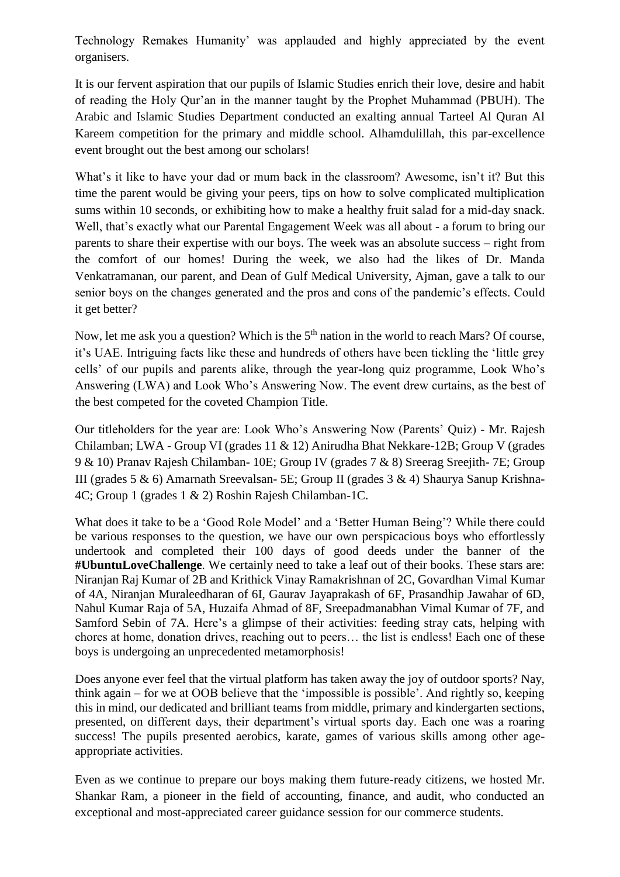Technology Remakes Humanity' was applauded and highly appreciated by the event organisers.

It is our fervent aspiration that our pupils of Islamic Studies enrich their love, desire and habit of reading the Holy Qur'an in the manner taught by the Prophet Muhammad (PBUH). The Arabic and Islamic Studies Department conducted an exalting annual Tarteel Al Quran Al Kareem competition for the primary and middle school. Alhamdulillah, this par-excellence event brought out the best among our scholars!

What's it like to have your dad or mum back in the classroom? Awesome, isn't it? But this time the parent would be giving your peers, tips on how to solve complicated multiplication sums within 10 seconds, or exhibiting how to make a healthy fruit salad for a mid-day snack. Well, that's exactly what our Parental Engagement Week was all about - a forum to bring our parents to share their expertise with our boys. The week was an absolute success – right from the comfort of our homes! During the week, we also had the likes of Dr. Manda Venkatramanan, our parent, and Dean of Gulf Medical University, Ajman, gave a talk to our senior boys on the changes generated and the pros and cons of the pandemic's effects. Could it get better?

Now, let me ask you a question? Which is the 5th nation in the world to reach Mars? Of course, it's UAE. Intriguing facts like these and hundreds of others have been tickling the 'little grey cells' of our pupils and parents alike, through the year-long quiz programme, Look Who's Answering (LWA) and Look Who's Answering Now. The event drew curtains, as the best of the best competed for the coveted Champion Title.

Our titleholders for the year are: Look Who's Answering Now (Parents' Quiz) - Mr. Rajesh Chilamban; LWA - Group VI (grades 11 & 12) Anirudha Bhat Nekkare-12B; Group V (grades 9 & 10) Pranav Rajesh Chilamban- 10E; Group IV (grades 7 & 8) Sreerag Sreejith- 7E; Group III (grades 5 & 6) Amarnath Sreevalsan- 5E; Group II (grades 3 & 4) Shaurya Sanup Krishna- 4C; Group 1 (grades 1 & 2) Roshin Rajesh Chilamban-1C.

What does it take to be a 'Good Role Model' and a 'Better Human Being'? While there could be various responses to the question, we have our own perspicacious boys who effortlessly undertook and completed their 100 days of good deeds under the banner of the **#UbuntuLoveChallenge**. We certainly need to take a leaf out of their books. These stars are: Niranjan Raj Kumar of 2B and Krithick Vinay Ramakrishnan of 2C, Govardhan Vimal Kumar of 4A, Niranjan Muraleedharan of 6I, Gaurav Jayaprakash of 6F, Prasandhip Jawahar of 6D, Nahul Kumar Raja of 5A, Huzaifa Ahmad of 8F, Sreepadmanabhan Vimal Kumar of 7F, and Samford Sebin of 7A. Here's a glimpse of their activities: feeding stray cats, helping with chores at home, donation drives, reaching out to peers… the list is endless! Each one of these boys is undergoing an unprecedented metamorphosis!

Does anyone ever feel that the virtual platform has taken away the joy of outdoor sports? Nay, think again – for we at OOB believe that the 'impossible is possible'. And rightly so, keeping this in mind, our dedicated and brilliant teams from middle, primary and kindergarten sections, presented, on different days, their department's virtual sports day. Each one was a roaring success! The pupils presented aerobics, karate, games of various skills among other age-appropriate activities.

Even as we continue to prepare our boys making them future-ready citizens, we hosted Mr. Shankar Ram, a pioneer in the field of accounting, finance, and audit, who conducted an exceptional and most-appreciated career guidance session for our commerce students.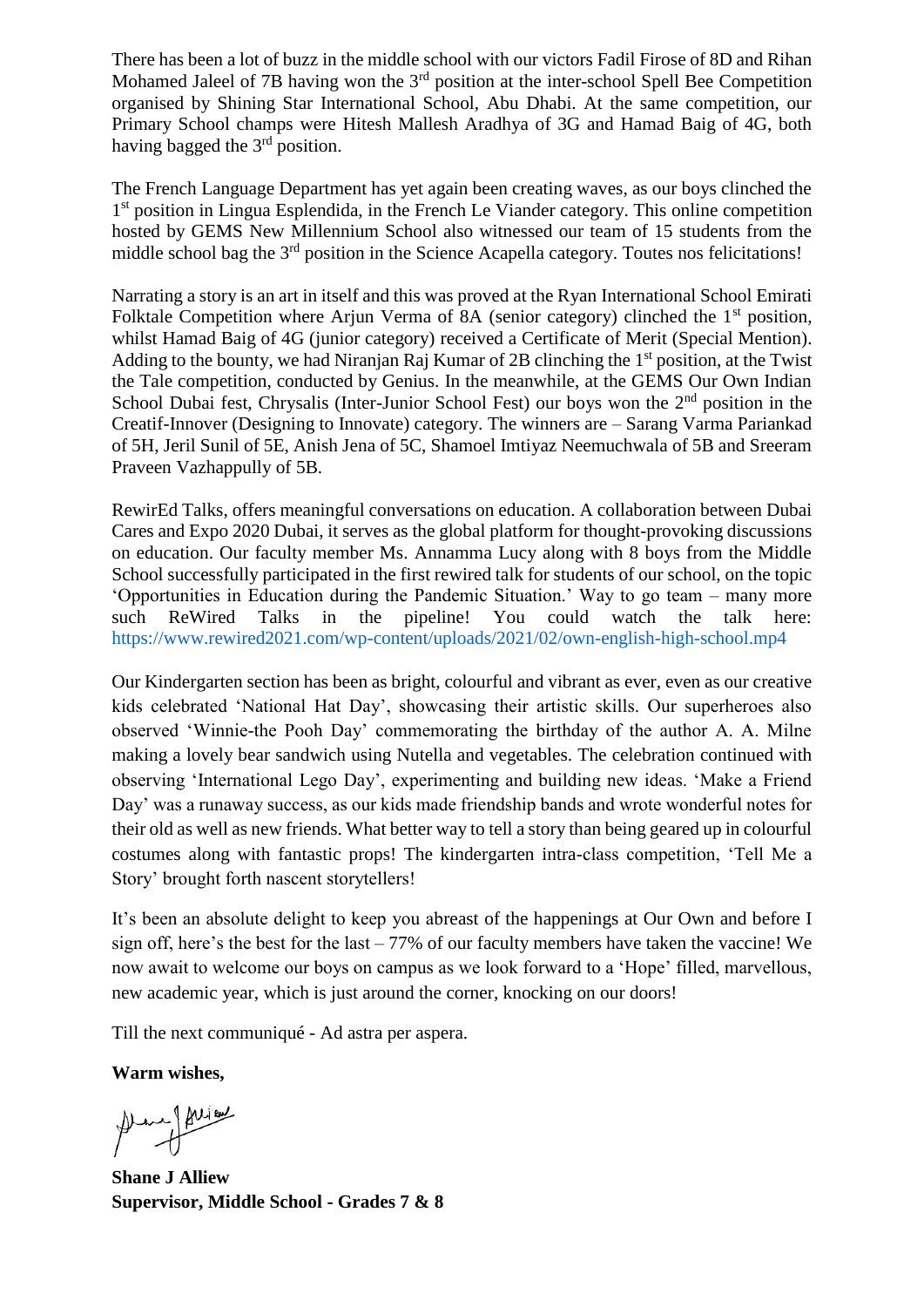There has been a lot of buzz in the middle school with our victors Fadil Firose of 8D and Rihan Mohamed Jaleel of 7B having won the 3rd position at the inter-school Spell Bee Competition organised by Shining Star International School, Abu Dhabi. At the same competition, our Primary School champs were Hitesh Mallesh Aradhya of 3G and Hamad Baig of 4G, both having bagged the 3rd position.

The French Language Department has yet again been creating waves, as our boys clinched the 1st position in Lingua Esplendida, in the French Le Viander category. This online competition hosted by GEMS New Millennium School also witnessed our team of 15 students from the middle school bag the 3rd position in the Science Acapella category. Toutes nos felicitations!

Narrating a story is an art in itself and this was proved at the Ryan International School Emirati Folktale Competition where Arjun Verma of 8A (senior category) clinched the 1st position, whilst Hamad Baig of 4G (junior category) received a Certificate of Merit (Special Mention). Adding to the bounty, we had Niranjan Raj Kumar of 2B clinching the 1st position, at the Twist the Tale competition, conducted by Genius. In the meanwhile, at the GEMS Our Own Indian School Dubai fest, Chrysalis (Inter-Junior School Fest) our boys won the 2nd position in the Creatif-Innover (Designing to Innovate) category. The winners are – Sarang Varma Pariankad of 5H, Jeril Sunil of 5E, Anish Jena of 5C, Shamoel Imtiyaz Neemuchwala of 5B and Sreeram Praveen Vazhappully of 5B.

RewirEd Talks, offers meaningful conversations on education. A collaboration between Dubai Cares and Expo 2020 Dubai, it serves as the global platform for thought-provoking discussions on education. Our faculty member Ms. Annamma Lucy along with 8 boys from the Middle School successfully participated in the first rewired talk for students of our school, on the topic 'Opportunities in Education during the Pandemic Situation.' Way to go team – many more such ReWired Talks in the pipeline! You could watch the talk here: https://www.rewired2021.com/wp-content/uploads/2021/02/own-english-high-school.mp4

Our Kindergarten section has been as bright, colourful and vibrant as ever, even as our creative kids celebrated 'National Hat Day', showcasing their artistic skills. Our superheroes also observed 'Winnie-the Pooh Day' commemorating the birthday of the author A. A. Milne making a lovely bear sandwich using Nutella and vegetables. The celebration continued with observing 'International Lego Day', experimenting and building new ideas. 'Make a Friend Day' was a runaway success, as our kids made friendship bands and wrote wonderful notes for their old as well as new friends. What better way to tell a story than being geared up in colourful costumes along with fantastic props! The kindergarten intra-class competition, 'Tell Me a Story' brought forth nascent storytellers!

It's been an absolute delight to keep you abreast of the happenings at Our Own and before I sign off, here's the best for the last – 77% of our faculty members have taken the vaccine! We now await to welcome our boys on campus as we look forward to a 'Hope' filled, marvellous, new academic year, which is just around the corner, knocking on our doors!

Till the next communiqué - Ad astra per aspera.

**Warm wishes,**

**Shane J Alliew**
**Supervisor, Middle School - Grades 7 & 8**